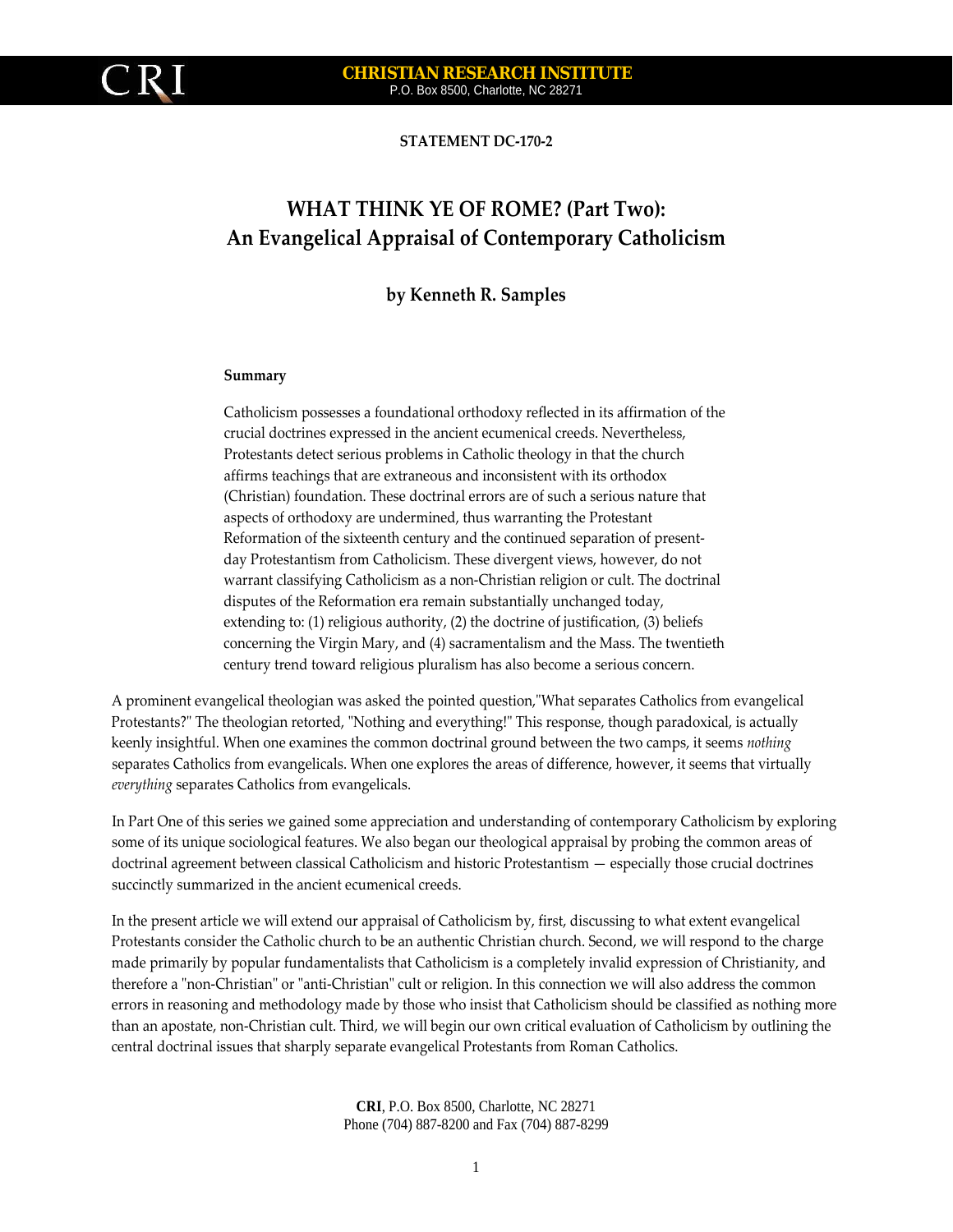**STATEMENT DC-170-2**

# WHAT THINK YE OF ROME? (Part Two): An Evangelical Appraisal of Contemporary Catholicism

## by Kenneth R. Samples

**Summary**

Catholicism possesses a foundational orthodoxy reflected in its affirmation of the crucial doctrines expressed in the ancient ecumenical creeds. Nevertheless, Protestants detect serious problems in Catholic theology in that the church affirms teachings that are extraneous and inconsistent with its orthodox (Christian) foundation. These doctrinal errors are of such a serious nature that aspects of orthodoxy are undermined, thus warranting the Protestant Reformation of the sixteenth century and the continued separation of present-day Protestantism from Catholicism. These divergent views, however, do not warrant classifying Catholicism as a non-Christian religion or cult. The doctrinal disputes of the Reformation era remain substantially unchanged today, extending to: (1) religious authority, (2) the doctrine of justification, (3) beliefs concerning the Virgin Mary, and (4) sacramentalism and the Mass. The twentieth century trend toward religious pluralism has also become a serious concern.

A prominent evangelical theologian was asked the pointed question,"What separates Catholics from evangelical Protestants?" The theologian retorted, "Nothing and everything!" This response, though paradoxical, is actually keenly insightful. When one examines the common doctrinal ground between the two camps, it seems *nothing* separates Catholics from evangelicals. When one explores the areas of difference, however, it seems that virtually *everything* separates Catholics from evangelicals.

In Part One of this series we gained some appreciation and understanding of contemporary Catholicism by exploring some of its unique sociological features. We also began our theological appraisal by probing the common areas of doctrinal agreement between classical Catholicism and historic Protestantism — especially those crucial doctrines succinctly summarized in the ancient ecumenical creeds.

In the present article we will extend our appraisal of Catholicism by, first, discussing to what extent evangelical Protestants consider the Catholic church to be an authentic Christian church. Second, we will respond to the charge made primarily by popular fundamentalists that Catholicism is a completely invalid expression of Christianity, and therefore a "non-Christian" or "anti-Christian" cult or religion. In this connection we will also address the common errors in reasoning and methodology made by those who insist that Catholicism should be classified as nothing more than an apostate, non-Christian cult. Third, we will begin our own critical evaluation of Catholicism by outlining the central doctrinal issues that sharply separate evangelical Protestants from Roman Catholics.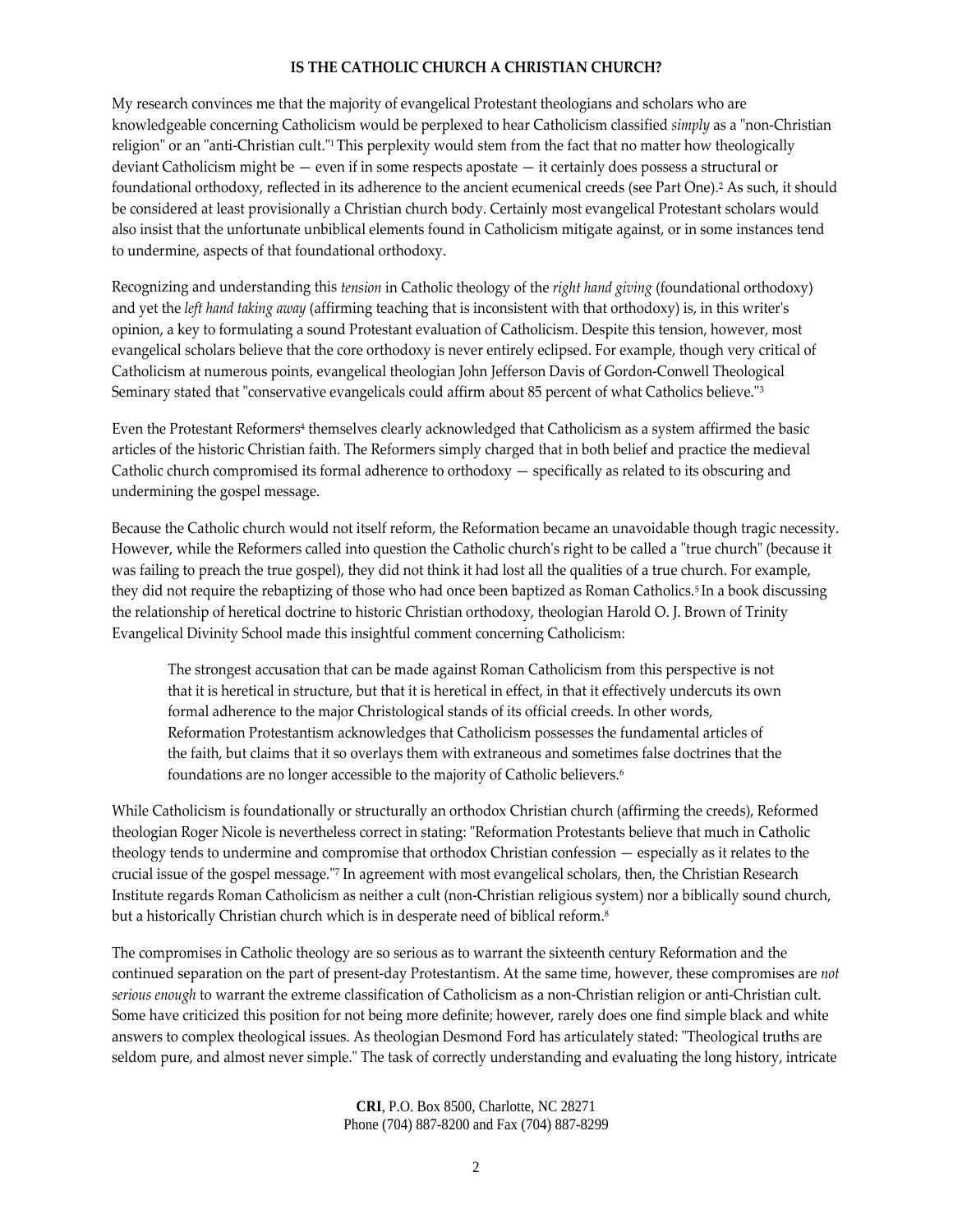**IS THE CATHOLIC CHURCH A CHRISTIAN CHURCH?**

My research convinces me that the majority of evangelical Protestant theologians and scholars who are knowledgeable concerning Catholicism would be perplexed to hear Catholicism classified *simply* as a "non-Christian religion" or an "anti-Christian cult."[1] This perplexity would stem from the fact that no matter how theologically deviant Catholicism might be — even if in some respects apostate — it certainly does possess a structural or foundational orthodoxy, reflected in its adherence to the ancient ecumenical creeds (see Part One).[2] As such, it should be considered at least provisionally a Christian church body. Certainly most evangelical Protestant scholars would also insist that the unfortunate unbiblical elements found in Catholicism mitigate against, or in some instances tend to undermine, aspects of that foundational orthodoxy.

Recognizing and understanding this *tension* in Catholic theology of the *right hand giving* (foundational orthodoxy) and yet the *left hand taking away* (affirming teaching that is inconsistent with that orthodoxy) is, in this writer's opinion, a key to formulating a sound Protestant evaluation of Catholicism. Despite this tension, however, most evangelical scholars believe that the core orthodoxy is never entirely eclipsed. For example, though very critical of Catholicism at numerous points, evangelical theologian John Jefferson Davis of Gordon-Conwell Theological Seminary stated that "conservative evangelicals could affirm about 85 percent of what Catholics believe."[3]

Even the Protestant Reformers[4] themselves clearly acknowledged that Catholicism as a system affirmed the basic articles of the historic Christian faith. The Reformers simply charged that in both belief and practice the medieval Catholic church compromised its formal adherence to orthodoxy — specifically as related to its obscuring and undermining the gospel message.

Because the Catholic church would not itself reform, the Reformation became an unavoidable though tragic necessity. However, while the Reformers called into question the Catholic church's right to be called a "true church" (because it was failing to preach the true gospel), they did not think it had lost all the qualities of a true church. For example, they did not require the rebaptizing of those who had once been baptized as Roman Catholics.[5] In a book discussing the relationship of heretical doctrine to historic Christian orthodoxy, theologian Harold O. J. Brown of Trinity Evangelical Divinity School made this insightful comment concerning Catholicism:

> The strongest accusation that can be made against Roman Catholicism from this perspective is not that it is heretical in structure, but that it is heretical in effect, in that it effectively undercuts its own formal adherence to the major Christological stands of its official creeds. In other words, Reformation Protestantism acknowledges that Catholicism possesses the fundamental articles of the faith, but claims that it so overlays them with extraneous and sometimes false doctrines that the foundations are no longer accessible to the majority of Catholic believers.[6]

While Catholicism is foundationally or structurally an orthodox Christian church (affirming the creeds), Reformed theologian Roger Nicole is nevertheless correct in stating: "Reformation Protestants believe that much in Catholic theology tends to undermine and compromise that orthodox Christian confession — especially as it relates to the crucial issue of the gospel message."[7] In agreement with most evangelical scholars, then, the Christian Research Institute regards Roman Catholicism as neither a cult (non-Christian religious system) nor a biblically sound church, but a historically Christian church which is in desperate need of biblical reform.[8]

The compromises in Catholic theology are so serious as to warrant the sixteenth century Reformation and the continued separation on the part of present-day Protestantism. At the same time, however, these compromises are *not serious enough* to warrant the extreme classification of Catholicism as a non-Christian religion or anti-Christian cult. Some have criticized this position for not being more definite; however, rarely does one find simple black and white answers to complex theological issues. As theologian Desmond Ford has articulately stated: "Theological truths are seldom pure, and almost never simple." The task of correctly understanding and evaluating the long history, intricate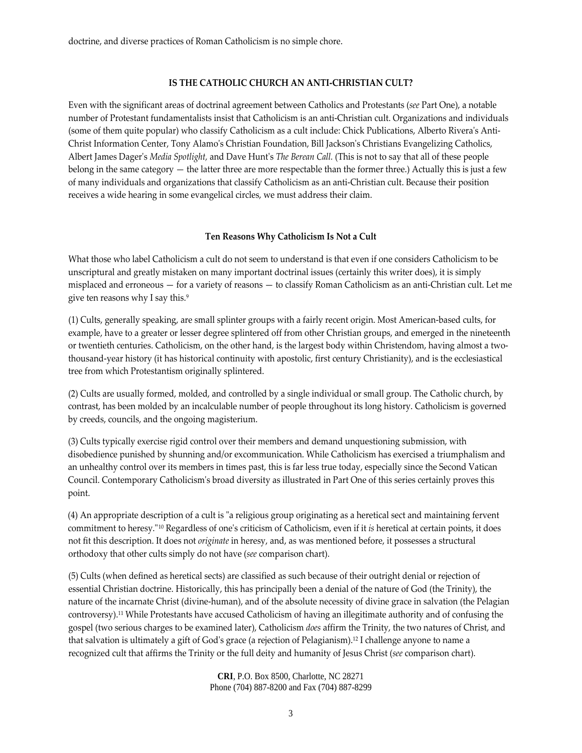doctrine, and diverse practices of Roman Catholicism is no simple chore.

### IS THE CATHOLIC CHURCH AN ANTI-CHRISTIAN CULT?

Even with the significant areas of doctrinal agreement between Catholics and Protestants (*see* Part One), a notable number of Protestant fundamentalists insist that Catholicism is an anti-Christian cult. Organizations and individuals (some of them quite popular) who classify Catholicism as a cult include: Chick Publications, Alberto Rivera's Anti-Christ Information Center, Tony Alamo's Christian Foundation, Bill Jackson's Christians Evangelizing Catholics, Albert James Dager's *Media Spotlight,* and Dave Hunt's *The Berean Call.* (This is not to say that all of these people belong in the same category — the latter three are more respectable than the former three.) Actually this is just a few of many individuals and organizations that classify Catholicism as an anti-Christian cult. Because their position receives a wide hearing in some evangelical circles, we must address their claim.

#### Ten Reasons Why Catholicism Is Not a Cult

What those who label Catholicism a cult do not seem to understand is that even if one considers Catholicism to be unscriptural and greatly mistaken on many important doctrinal issues (certainly this writer does), it is simply misplaced and erroneous — for a variety of reasons — to classify Roman Catholicism as an anti-Christian cult. Let me give ten reasons why I say this.[9]

(1) Cults, generally speaking, are small splinter groups with a fairly recent origin. Most American-based cults, for example, have to a greater or lesser degree splintered off from other Christian groups, and emerged in the nineteenth or twentieth centuries. Catholicism, on the other hand, is the largest body within Christendom, having almost a two-thousand-year history (it has historical continuity with apostolic, first century Christianity), and is the ecclesiastical tree from which Protestantism originally splintered.

(2) Cults are usually formed, molded, and controlled by a single individual or small group. The Catholic church, by contrast, has been molded by an incalculable number of people throughout its long history. Catholicism is governed by creeds, councils, and the ongoing magisterium.

(3) Cults typically exercise rigid control over their members and demand unquestioning submission, with disobedience punished by shunning and/or excommunication. While Catholicism has exercised a triumphalism and an unhealthy control over its members in times past, this is far less true today, especially since the Second Vatican Council. Contemporary Catholicism's broad diversity as illustrated in Part One of this series certainly proves this point.

(4) An appropriate description of a cult is "a religious group originating as a heretical sect and maintaining fervent commitment to heresy."[10] Regardless of one's criticism of Catholicism, even if it *is* heretical at certain points, it does not fit this description. It does not *originate* in heresy, and, as was mentioned before, it possesses a structural orthodoxy that other cults simply do not have (*see* comparison chart).

(5) Cults (when defined as heretical sects) are classified as such because of their outright denial or rejection of essential Christian doctrine. Historically, this has principally been a denial of the nature of God (the Trinity), the nature of the incarnate Christ (divine-human), and of the absolute necessity of divine grace in salvation (the Pelagian controversy).[11] While Protestants have accused Catholicism of having an illegitimate authority and of confusing the gospel (two serious charges to be examined later), Catholicism *does* affirm the Trinity, the two natures of Christ, and that salvation is ultimately a gift of God's grace (a rejection of Pelagianism).[12] I challenge anyone to name a recognized cult that affirms the Trinity or the full deity and humanity of Jesus Christ (*see* comparison chart).

**CRI**, P.O. Box 8500, Charlotte, NC 28271
Phone (704) 887-8200 and Fax (704) 887-8299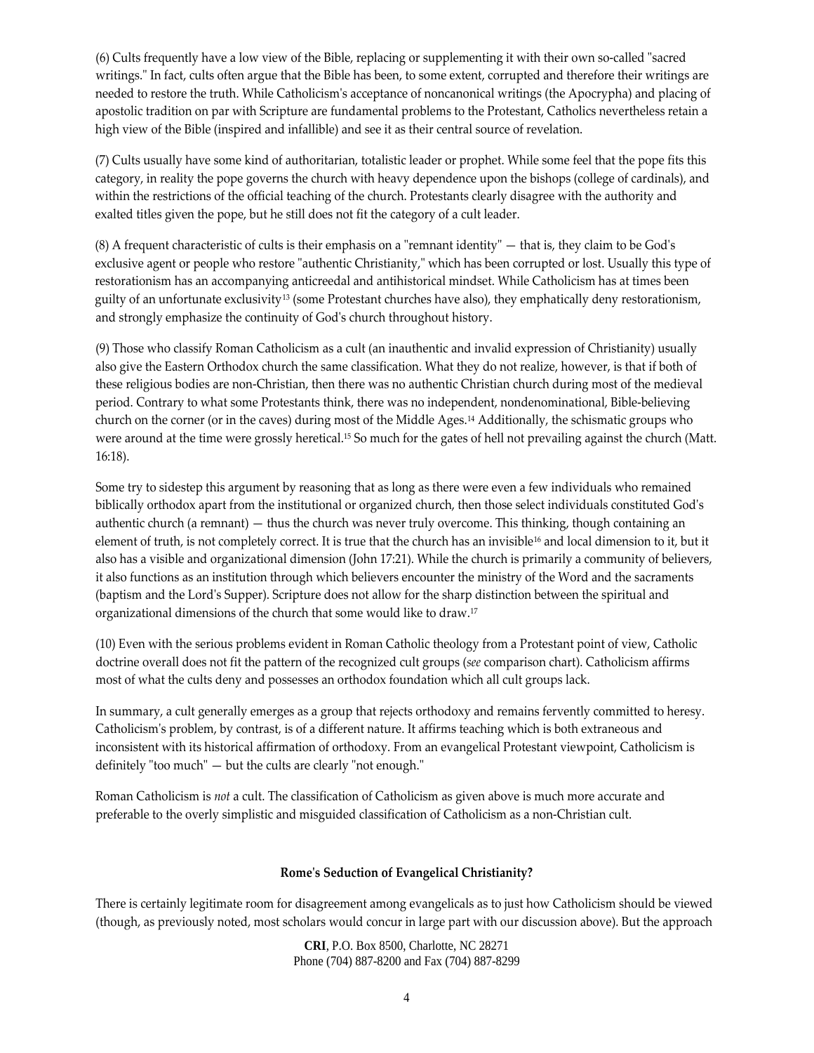(6) Cults frequently have a low view of the Bible, replacing or supplementing it with their own so-called "sacred writings." In fact, cults often argue that the Bible has been, to some extent, corrupted and therefore their writings are needed to restore the truth. While Catholicism's acceptance of noncanonical writings (the Apocrypha) and placing of apostolic tradition on par with Scripture are fundamental problems to the Protestant, Catholics nevertheless retain a high view of the Bible (inspired and infallible) and see it as their central source of revelation.

(7) Cults usually have some kind of authoritarian, totalistic leader or prophet. While some feel that the pope fits this category, in reality the pope governs the church with heavy dependence upon the bishops (college of cardinals), and within the restrictions of the official teaching of the church. Protestants clearly disagree with the authority and exalted titles given the pope, but he still does not fit the category of a cult leader.

(8) A frequent characteristic of cults is their emphasis on a "remnant identity" — that is, they claim to be God's exclusive agent or people who restore "authentic Christianity," which has been corrupted or lost. Usually this type of restorationism has an accompanying anticreedal and antihistorical mindset. While Catholicism has at times been guilty of an unfortunate exclusivity[13] (some Protestant churches have also), they emphatically deny restorationism, and strongly emphasize the continuity of God's church throughout history.

(9) Those who classify Roman Catholicism as a cult (an inauthentic and invalid expression of Christianity) usually also give the Eastern Orthodox church the same classification. What they do not realize, however, is that if both of these religious bodies are non-Christian, then there was no authentic Christian church during most of the medieval period. Contrary to what some Protestants think, there was no independent, nondenominational, Bible-believing church on the corner (or in the caves) during most of the Middle Ages.[14] Additionally, the schismatic groups who were around at the time were grossly heretical.[15] So much for the gates of hell not prevailing against the church (Matt. 16:18).

Some try to sidestep this argument by reasoning that as long as there were even a few individuals who remained biblically orthodox apart from the institutional or organized church, then those select individuals constituted God's authentic church (a remnant) — thus the church was never truly overcome. This thinking, though containing an element of truth, is not completely correct. It is true that the church has an invisible[16] and local dimension to it, but it also has a visible and organizational dimension (John 17:21). While the church is primarily a community of believers, it also functions as an institution through which believers encounter the ministry of the Word and the sacraments (baptism and the Lord's Supper). Scripture does not allow for the sharp distinction between the spiritual and organizational dimensions of the church that some would like to draw.[17]

(10) Even with the serious problems evident in Roman Catholic theology from a Protestant point of view, Catholic doctrine overall does not fit the pattern of the recognized cult groups (*see* comparison chart). Catholicism affirms most of what the cults deny and possesses an orthodox foundation which all cult groups lack.

In summary, a cult generally emerges as a group that rejects orthodoxy and remains fervently committed to heresy. Catholicism's problem, by contrast, is of a different nature. It affirms teaching which is both extraneous and inconsistent with its historical affirmation of orthodoxy. From an evangelical Protestant viewpoint, Catholicism is definitely "too much" — but the cults are clearly "not enough."

Roman Catholicism is *not* a cult. The classification of Catholicism as given above is much more accurate and preferable to the overly simplistic and misguided classification of Catholicism as a non-Christian cult.

### Rome's Seduction of Evangelical Christianity?

There is certainly legitimate room for disagreement among evangelicals as to just how Catholicism should be viewed (though, as previously noted, most scholars would concur in large part with our discussion above). But the approach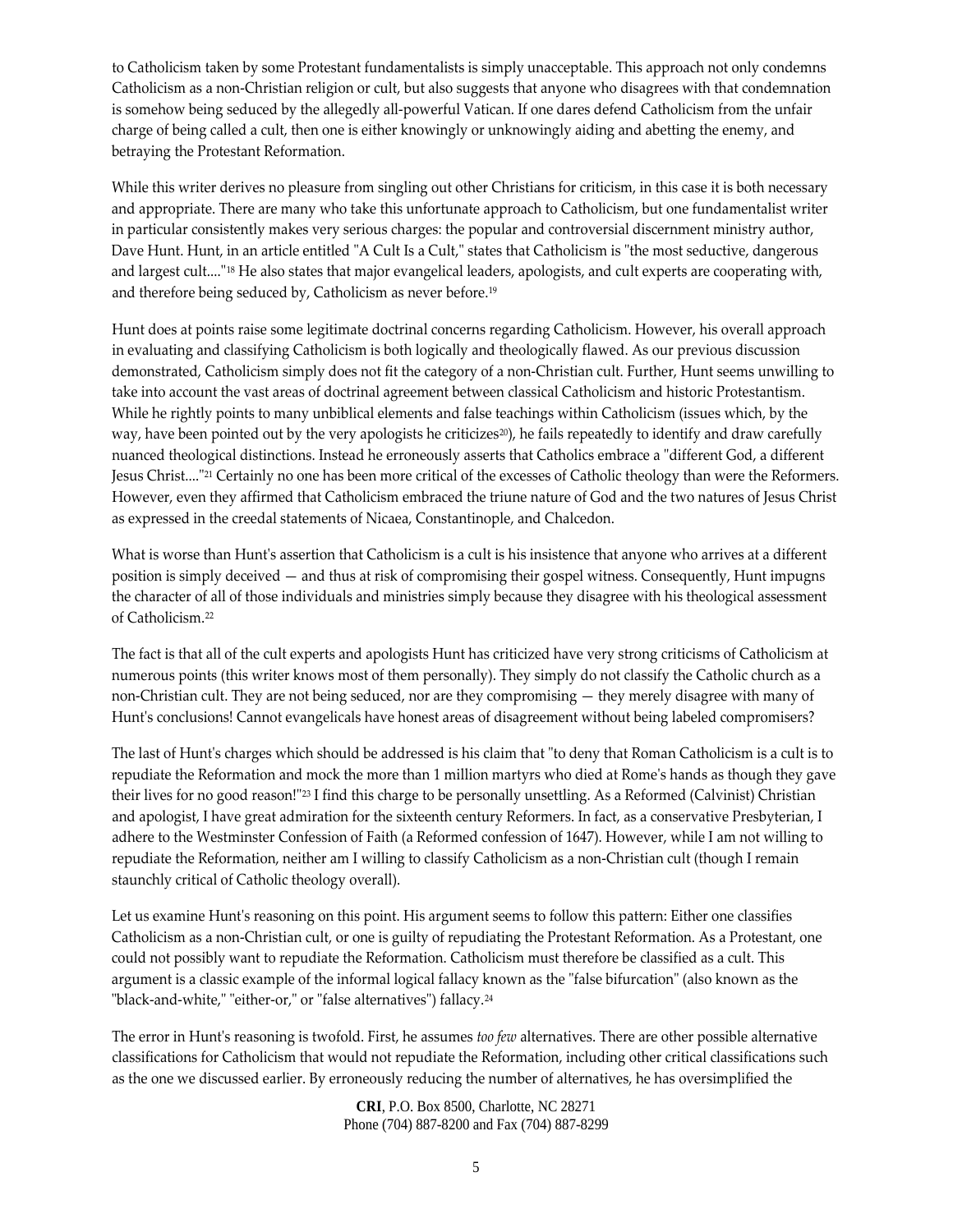to Catholicism taken by some Protestant fundamentalists is simply unacceptable. This approach not only condemns Catholicism as a non-Christian religion or cult, but also suggests that anyone who disagrees with that condemnation is somehow being seduced by the allegedly all-powerful Vatican. If one dares defend Catholicism from the unfair charge of being called a cult, then one is either knowingly or unknowingly aiding and abetting the enemy, and betraying the Protestant Reformation.

While this writer derives no pleasure from singling out other Christians for criticism, in this case it is both necessary and appropriate. There are many who take this unfortunate approach to Catholicism, but one fundamentalist writer in particular consistently makes very serious charges: the popular and controversial discernment ministry author, Dave Hunt. Hunt, in an article entitled "A Cult Is a Cult," states that Catholicism is "the most seductive, dangerous and largest cult...."[18] He also states that major evangelical leaders, apologists, and cult experts are cooperating with, and therefore being seduced by, Catholicism as never before.[19]

Hunt does at points raise some legitimate doctrinal concerns regarding Catholicism. However, his overall approach in evaluating and classifying Catholicism is both logically and theologically flawed. As our previous discussion demonstrated, Catholicism simply does not fit the category of a non-Christian cult. Further, Hunt seems unwilling to take into account the vast areas of doctrinal agreement between classical Catholicism and historic Protestantism. While he rightly points to many unbiblical elements and false teachings within Catholicism (issues which, by the way, have been pointed out by the very apologists he criticizes[20]), he fails repeatedly to identify and draw carefully nuanced theological distinctions. Instead he erroneously asserts that Catholics embrace a "different God, a different Jesus Christ...."[21] Certainly no one has been more critical of the excesses of Catholic theology than were the Reformers. However, even they affirmed that Catholicism embraced the triune nature of God and the two natures of Jesus Christ as expressed in the creedal statements of Nicaea, Constantinople, and Chalcedon.

What is worse than Hunt's assertion that Catholicism is a cult is his insistence that anyone who arrives at a different position is simply deceived — and thus at risk of compromising their gospel witness. Consequently, Hunt impugns the character of all of those individuals and ministries simply because they disagree with his theological assessment of Catholicism.[22]

The fact is that all of the cult experts and apologists Hunt has criticized have very strong criticisms of Catholicism at numerous points (this writer knows most of them personally). They simply do not classify the Catholic church as a non-Christian cult. They are not being seduced, nor are they compromising — they merely disagree with many of Hunt's conclusions! Cannot evangelicals have honest areas of disagreement without being labeled compromisers?

The last of Hunt's charges which should be addressed is his claim that "to deny that Roman Catholicism is a cult is to repudiate the Reformation and mock the more than 1 million martyrs who died at Rome's hands as though they gave their lives for no good reason!"[23] I find this charge to be personally unsettling. As a Reformed (Calvinist) Christian and apologist, I have great admiration for the sixteenth century Reformers. In fact, as a conservative Presbyterian, I adhere to the Westminster Confession of Faith (a Reformed confession of 1647). However, while I am not willing to repudiate the Reformation, neither am I willing to classify Catholicism as a non-Christian cult (though I remain staunchly critical of Catholic theology overall).

Let us examine Hunt's reasoning on this point. His argument seems to follow this pattern: Either one classifies Catholicism as a non-Christian cult, or one is guilty of repudiating the Protestant Reformation. As a Protestant, one could not possibly want to repudiate the Reformation. Catholicism must therefore be classified as a cult. This argument is a classic example of the informal logical fallacy known as the "false bifurcation" (also known as the "black-and-white," "either-or," or "false alternatives") fallacy.[24]

The error in Hunt's reasoning is twofold. First, he assumes *too few* alternatives. There are other possible alternative classifications for Catholicism that would not repudiate the Reformation, including other critical classifications such as the one we discussed earlier. By erroneously reducing the number of alternatives, he has oversimplified the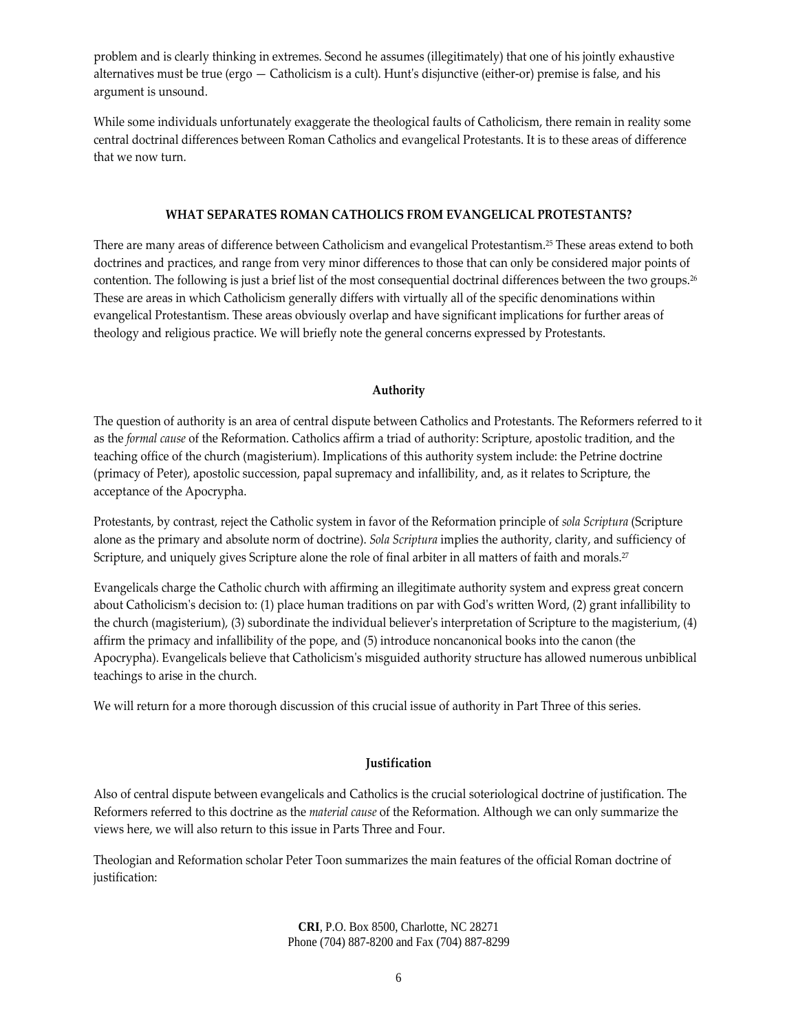problem and is clearly thinking in extremes. Second he assumes (illegitimately) that one of his jointly exhaustive alternatives must be true (ergo — Catholicism is a cult). Hunt's disjunctive (either-or) premise is false, and his argument is unsound.

While some individuals unfortunately exaggerate the theological faults of Catholicism, there remain in reality some central doctrinal differences between Roman Catholics and evangelical Protestants. It is to these areas of difference that we now turn.

## WHAT SEPARATES ROMAN CATHOLICS FROM EVANGELICAL PROTESTANTS?

There are many areas of difference between Catholicism and evangelical Protestantism.[25] These areas extend to both doctrines and practices, and range from very minor differences to those that can only be considered major points of contention. The following is just a brief list of the most consequential doctrinal differences between the two groups.[26] These are areas in which Catholicism generally differs with virtually all of the specific denominations within evangelical Protestantism. These areas obviously overlap and have significant implications for further areas of theology and religious practice. We will briefly note the general concerns expressed by Protestants.

### Authority

The question of authority is an area of central dispute between Catholics and Protestants. The Reformers referred to it as the *formal cause* of the Reformation. Catholics affirm a triad of authority: Scripture, apostolic tradition, and the teaching office of the church (magisterium). Implications of this authority system include: the Petrine doctrine (primacy of Peter), apostolic succession, papal supremacy and infallibility, and, as it relates to Scripture, the acceptance of the Apocrypha.

Protestants, by contrast, reject the Catholic system in favor of the Reformation principle of *sola Scriptura* (Scripture alone as the primary and absolute norm of doctrine). *Sola Scriptura* implies the authority, clarity, and sufficiency of Scripture, and uniquely gives Scripture alone the role of final arbiter in all matters of faith and morals.[27]

Evangelicals charge the Catholic church with affirming an illegitimate authority system and express great concern about Catholicism's decision to: (1) place human traditions on par with God's written Word, (2) grant infallibility to the church (magisterium), (3) subordinate the individual believer's interpretation of Scripture to the magisterium, (4) affirm the primacy and infallibility of the pope, and (5) introduce noncanonical books into the canon (the Apocrypha). Evangelicals believe that Catholicism's misguided authority structure has allowed numerous unbiblical teachings to arise in the church.

We will return for a more thorough discussion of this crucial issue of authority in Part Three of this series.

### Justification

Also of central dispute between evangelicals and Catholics is the crucial soteriological doctrine of justification. The Reformers referred to this doctrine as the *material cause* of the Reformation. Although we can only summarize the views here, we will also return to this issue in Parts Three and Four.

Theologian and Reformation scholar Peter Toon summarizes the main features of the official Roman doctrine of justification: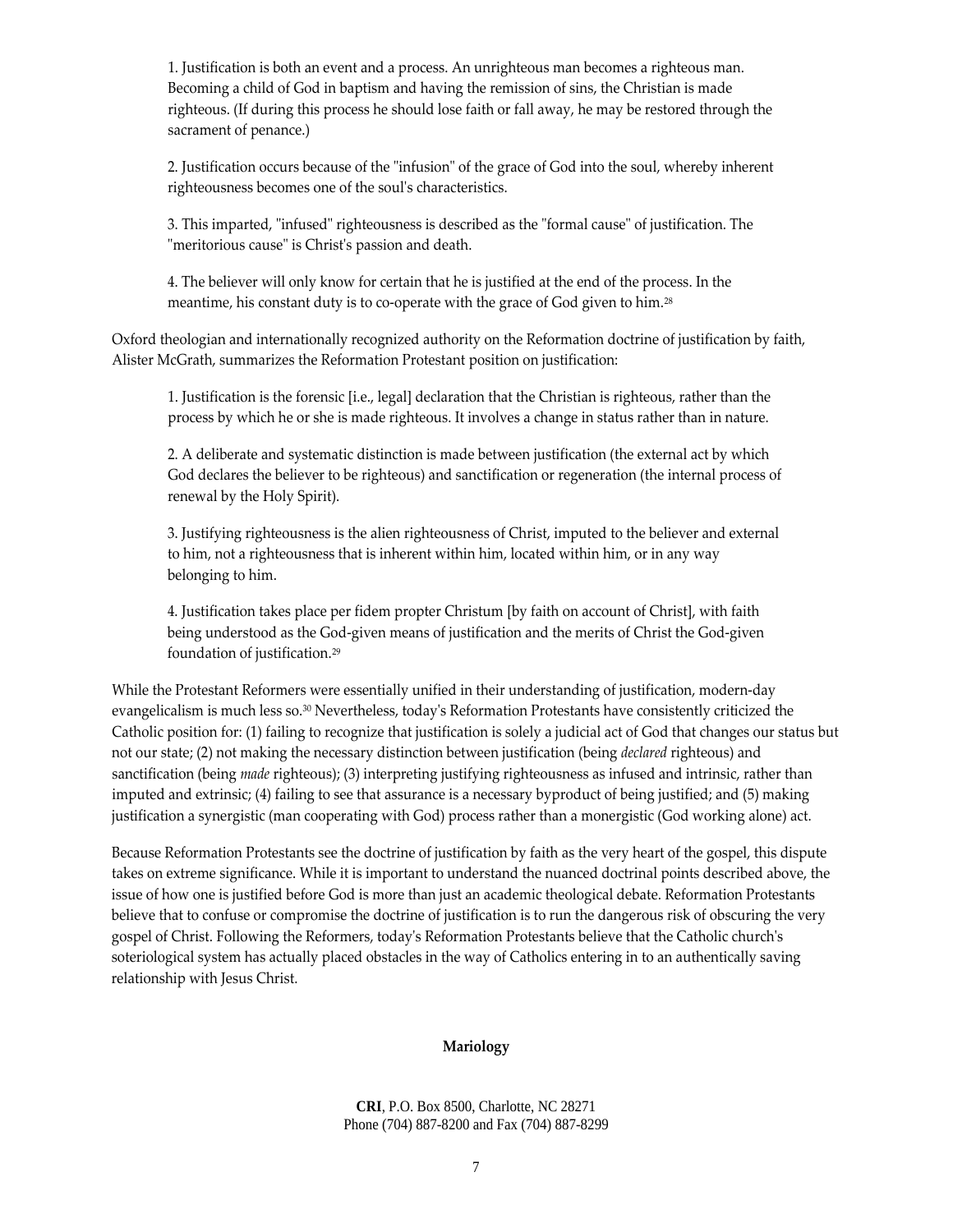1. Justification is both an event and a process. An unrighteous man becomes a righteous man. Becoming a child of God in baptism and having the remission of sins, the Christian is made righteous. (If during this process he should lose faith or fall away, he may be restored through the sacrament of penance.)

2. Justification occurs because of the "infusion" of the grace of God into the soul, whereby inherent righteousness becomes one of the soul's characteristics.

3. This imparted, "infused" righteousness is described as the "formal cause" of justification. The "meritorious cause" is Christ's passion and death.

4. The believer will only know for certain that he is justified at the end of the process. In the meantime, his constant duty is to co-operate with the grace of God given to him.[28]

Oxford theologian and internationally recognized authority on the Reformation doctrine of justification by faith, Alister McGrath, summarizes the Reformation Protestant position on justification:

1. Justification is the forensic [i.e., legal] declaration that the Christian is righteous, rather than the process by which he or she is made righteous. It involves a change in status rather than in nature.

2. A deliberate and systematic distinction is made between justification (the external act by which God declares the believer to be righteous) and sanctification or regeneration (the internal process of renewal by the Holy Spirit).

3. Justifying righteousness is the alien righteousness of Christ, imputed to the believer and external to him, not a righteousness that is inherent within him, located within him, or in any way belonging to him.

4. Justification takes place per fidem propter Christum [by faith on account of Christ], with faith being understood as the God-given means of justification and the merits of Christ the God-given foundation of justification.[29]

While the Protestant Reformers were essentially unified in their understanding of justification, modern-day evangelicalism is much less so.[30] Nevertheless, today's Reformation Protestants have consistently criticized the Catholic position for: (1) failing to recognize that justification is solely a judicial act of God that changes our status but not our state; (2) not making the necessary distinction between justification (being *declared* righteous) and sanctification (being *made* righteous); (3) interpreting justifying righteousness as infused and intrinsic, rather than imputed and extrinsic; (4) failing to see that assurance is a necessary byproduct of being justified; and (5) making justification a synergistic (man cooperating with God) process rather than a monergistic (God working alone) act.

Because Reformation Protestants see the doctrine of justification by faith as the very heart of the gospel, this dispute takes on extreme significance. While it is important to understand the nuanced doctrinal points described above, the issue of how one is justified before God is more than just an academic theological debate. Reformation Protestants believe that to confuse or compromise the doctrine of justification is to run the dangerous risk of obscuring the very gospel of Christ. Following the Reformers, today's Reformation Protestants believe that the Catholic church's soteriological system has actually placed obstacles in the way of Catholics entering in to an authentically saving relationship with Jesus Christ.

## Mariology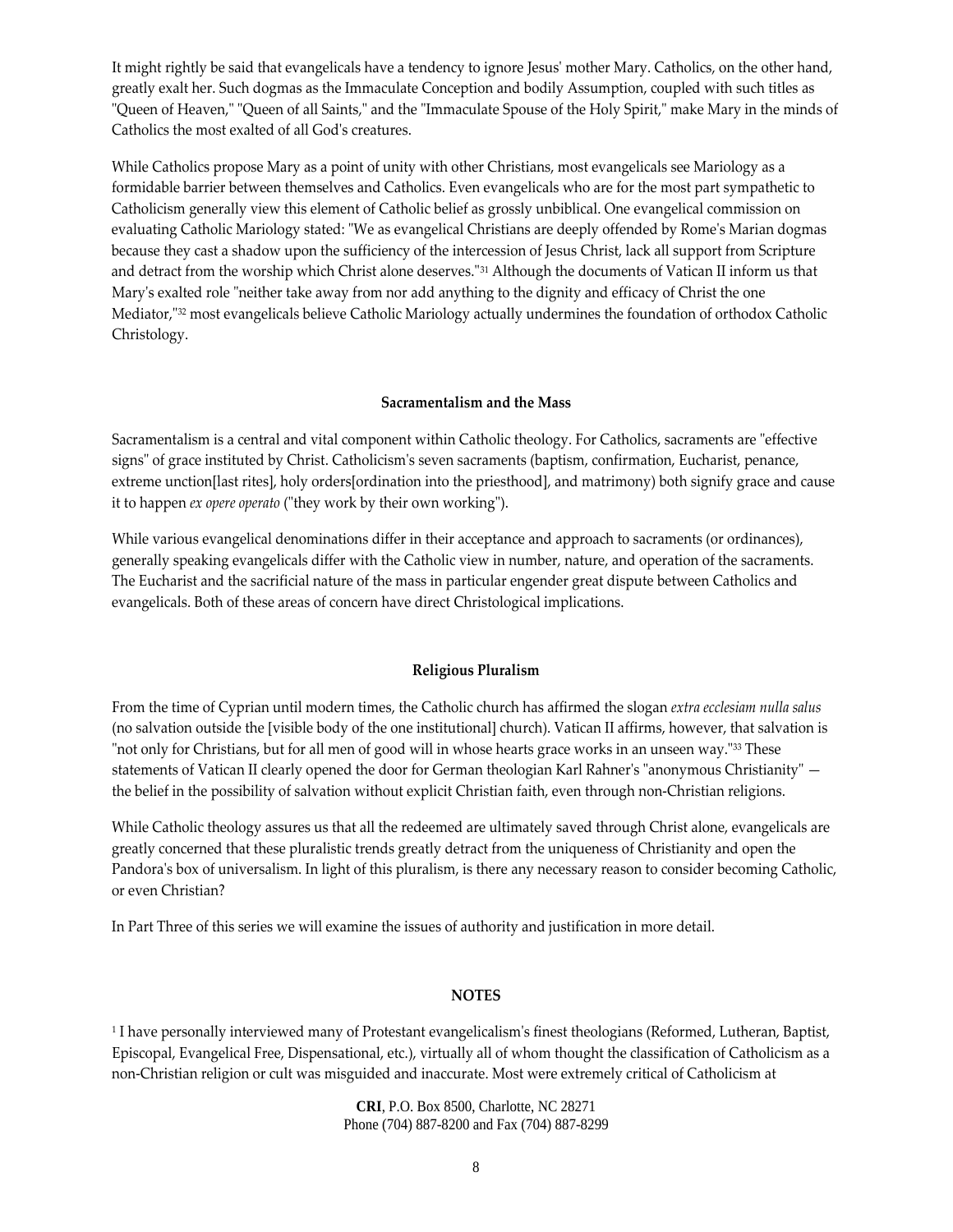It might rightly be said that evangelicals have a tendency to ignore Jesus' mother Mary. Catholics, on the other hand, greatly exalt her. Such dogmas as the Immaculate Conception and bodily Assumption, coupled with such titles as "Queen of Heaven," "Queen of all Saints," and the "Immaculate Spouse of the Holy Spirit," make Mary in the minds of Catholics the most exalted of all God's creatures.

While Catholics propose Mary as a point of unity with other Christians, most evangelicals see Mariology as a formidable barrier between themselves and Catholics. Even evangelicals who are for the most part sympathetic to Catholicism generally view this element of Catholic belief as grossly unbiblical. One evangelical commission on evaluating Catholic Mariology stated: "We as evangelical Christians are deeply offended by Rome's Marian dogmas because they cast a shadow upon the sufficiency of the intercession of Jesus Christ, lack all support from Scripture and detract from the worship which Christ alone deserves."[31] Although the documents of Vatican II inform us that Mary's exalted role "neither take away from nor add anything to the dignity and efficacy of Christ the one Mediator,"[32] most evangelicals believe Catholic Mariology actually undermines the foundation of orthodox Catholic Christology.

### Sacramentalism and the Mass

Sacramentalism is a central and vital component within Catholic theology. For Catholics, sacraments are "effective signs" of grace instituted by Christ. Catholicism's seven sacraments (baptism, confirmation, Eucharist, penance, extreme unction[last rites], holy orders[ordination into the priesthood], and matrimony) both signify grace and cause it to happen *ex opere operato* ("they work by their own working").

While various evangelical denominations differ in their acceptance and approach to sacraments (or ordinances), generally speaking evangelicals differ with the Catholic view in number, nature, and operation of the sacraments. The Eucharist and the sacrificial nature of the mass in particular engender great dispute between Catholics and evangelicals. Both of these areas of concern have direct Christological implications.

### Religious Pluralism

From the time of Cyprian until modern times, the Catholic church has affirmed the slogan *extra ecclesiam nulla salus* (no salvation outside the [visible body of the one institutional] church). Vatican II affirms, however, that salvation is "not only for Christians, but for all men of good will in whose hearts grace works in an unseen way."[33] These statements of Vatican II clearly opened the door for German theologian Karl Rahner's "anonymous Christianity" — the belief in the possibility of salvation without explicit Christian faith, even through non-Christian religions.

While Catholic theology assures us that all the redeemed are ultimately saved through Christ alone, evangelicals are greatly concerned that these pluralistic trends greatly detract from the uniqueness of Christianity and open the Pandora's box of universalism. In light of this pluralism, is there any necessary reason to consider becoming Catholic, or even Christian?

In Part Three of this series we will examine the issues of authority and justification in more detail.

### NOTES

[1] I have personally interviewed many of Protestant evangelicalism's finest theologians (Reformed, Lutheran, Baptist, Episcopal, Evangelical Free, Dispensational, etc.), virtually all of whom thought the classification of Catholicism as a non-Christian religion or cult was misguided and inaccurate. Most were extremely critical of Catholicism at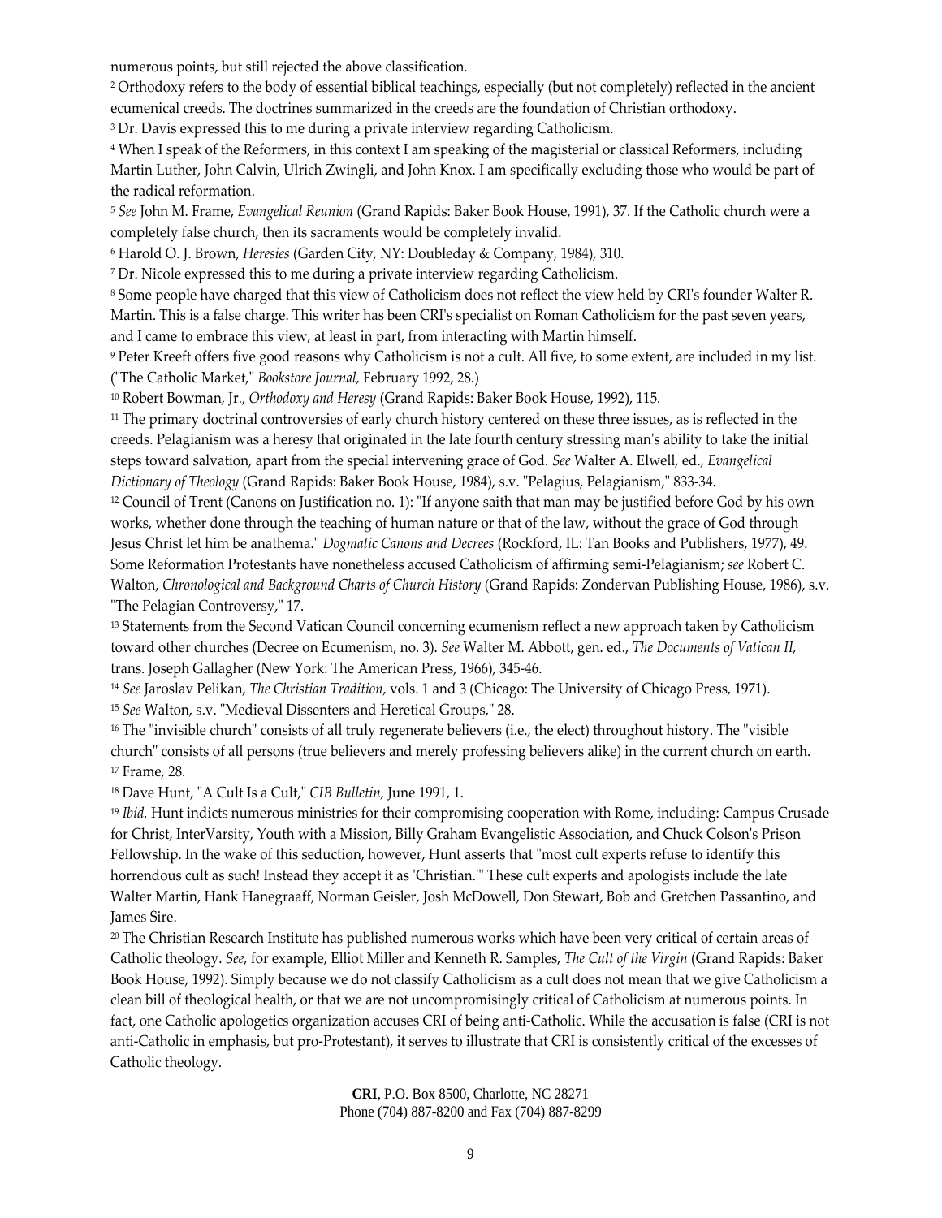numerous points, but still rejected the above classification.

[2] Orthodoxy refers to the body of essential biblical teachings, especially (but not completely) reflected in the ancient ecumenical creeds. The doctrines summarized in the creeds are the foundation of Christian orthodoxy.

[3] Dr. Davis expressed this to me during a private interview regarding Catholicism.

[4] When I speak of the Reformers, in this context I am speaking of the magisterial or classical Reformers, including Martin Luther, John Calvin, Ulrich Zwingli, and John Knox. I am specifically excluding those who would be part of the radical reformation.

[5] *See* John M. Frame, *Evangelical Reunion* (Grand Rapids: Baker Book House, 1991), 37. If the Catholic church were a completely false church, then its sacraments would be completely invalid.

[6] Harold O. J. Brown, *Heresies* (Garden City, NY: Doubleday & Company, 1984), 310.

[7] Dr. Nicole expressed this to me during a private interview regarding Catholicism.

[8] Some people have charged that this view of Catholicism does not reflect the view held by CRI's founder Walter R. Martin. This is a false charge. This writer has been CRI's specialist on Roman Catholicism for the past seven years, and I came to embrace this view, at least in part, from interacting with Martin himself.

[9] Peter Kreeft offers five good reasons why Catholicism is not a cult. All five, to some extent, are included in my list. ("The Catholic Market," *Bookstore Journal,* February 1992, 28.)

[10] Robert Bowman, Jr., *Orthodoxy and Heresy* (Grand Rapids: Baker Book House, 1992), 115.

[11] The primary doctrinal controversies of early church history centered on these three issues, as is reflected in the creeds. Pelagianism was a heresy that originated in the late fourth century stressing man's ability to take the initial steps toward salvation, apart from the special intervening grace of God. *See* Walter A. Elwell, ed., *Evangelical Dictionary of Theology* (Grand Rapids: Baker Book House, 1984), s.v. "Pelagius, Pelagianism," 833-34.

[12] Council of Trent (Canons on Justification no. 1): "If anyone saith that man may be justified before God by his own works, whether done through the teaching of human nature or that of the law, without the grace of God through Jesus Christ let him be anathema." *Dogmatic Canons and Decrees* (Rockford, IL: Tan Books and Publishers, 1977), 49. Some Reformation Protestants have nonetheless accused Catholicism of affirming semi-Pelagianism; *see* Robert C. Walton, *Chronological and Background Charts of Church History* (Grand Rapids: Zondervan Publishing House, 1986), s.v. "The Pelagian Controversy," 17.

[13] Statements from the Second Vatican Council concerning ecumenism reflect a new approach taken by Catholicism toward other churches (Decree on Ecumenism, no. 3). *See* Walter M. Abbott, gen. ed., *The Documents of Vatican II,* trans. Joseph Gallagher (New York: The American Press, 1966), 345-46.

[14] *See* Jaroslav Pelikan, *The Christian Tradition,* vols. 1 and 3 (Chicago: The University of Chicago Press, 1971).

[15] *See* Walton, s.v. "Medieval Dissenters and Heretical Groups," 28.

[16] The "invisible church" consists of all truly regenerate believers (i.e., the elect) throughout history. The "visible church" consists of all persons (true believers and merely professing believers alike) in the current church on earth.

[17] Frame, 28.

[18] Dave Hunt, "A Cult Is a Cult," *CIB Bulletin,* June 1991, 1.

[19] *Ibid.* Hunt indicts numerous ministries for their compromising cooperation with Rome, including: Campus Crusade for Christ, InterVarsity, Youth with a Mission, Billy Graham Evangelistic Association, and Chuck Colson's Prison Fellowship. In the wake of this seduction, however, Hunt asserts that "most cult experts refuse to identify this horrendous cult as such! Instead they accept it as 'Christian.'" These cult experts and apologists include the late Walter Martin, Hank Hanegraaff, Norman Geisler, Josh McDowell, Don Stewart, Bob and Gretchen Passantino, and James Sire.

[20] The Christian Research Institute has published numerous works which have been very critical of certain areas of Catholic theology. *See,* for example, Elliot Miller and Kenneth R. Samples, *The Cult of the Virgin* (Grand Rapids: Baker Book House, 1992). Simply because we do not classify Catholicism as a cult does not mean that we give Catholicism a clean bill of theological health, or that we are not uncompromisingly critical of Catholicism at numerous points. In fact, one Catholic apologetics organization accuses CRI of being anti-Catholic. While the accusation is false (CRI is not anti-Catholic in emphasis, but pro-Protestant), it serves to illustrate that CRI is consistently critical of the excesses of Catholic theology.

**CRI**, P.O. Box 8500, Charlotte, NC 28271
Phone (704) 887-8200 and Fax (704) 887-8299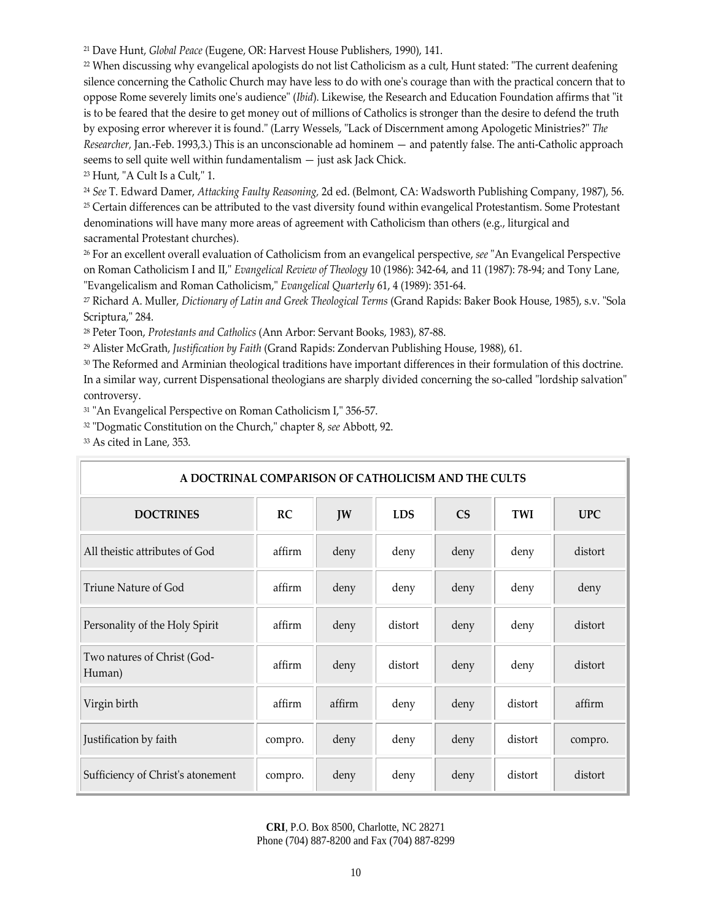[21] Dave Hunt, *Global Peace* (Eugene, OR: Harvest House Publishers, 1990), 141.

[22] When discussing why evangelical apologists do not list Catholicism as a cult, Hunt stated: "The current deafening silence concerning the Catholic Church may have less to do with one's courage than with the practical concern that to oppose Rome severely limits one's audience" (*Ibid*). Likewise, the Research and Education Foundation affirms that "it is to be feared that the desire to get money out of millions of Catholics is stronger than the desire to defend the truth by exposing error wherever it is found." (Larry Wessels, "Lack of Discernment among Apologetic Ministries?" *The Researcher*, Jan.-Feb. 1993,3.) This is an unconscionable ad hominem — and patently false. The anti-Catholic approach seems to sell quite well within fundamentalism — just ask Jack Chick.

[23] Hunt, "A Cult Is a Cult," 1.

[24] *See* T. Edward Damer, *Attacking Faulty Reasoning*, 2d ed. (Belmont, CA: Wadsworth Publishing Company, 1987), 56.

[25] Certain differences can be attributed to the vast diversity found within evangelical Protestantism. Some Protestant denominations will have many more areas of agreement with Catholicism than others (e.g., liturgical and sacramental Protestant churches).

[26] For an excellent overall evaluation of Catholicism from an evangelical perspective, *see* "An Evangelical Perspective on Roman Catholicism I and II," *Evangelical Review of Theology* 10 (1986): 342-64, and 11 (1987): 78-94; and Tony Lane, "Evangelicalism and Roman Catholicism," *Evangelical Quarterly* 61, 4 (1989): 351-64.

[27] Richard A. Muller, *Dictionary of Latin and Greek Theological Terms* (Grand Rapids: Baker Book House, 1985), s.v. "Sola Scriptura," 284.

[28] Peter Toon, *Protestants and Catholics* (Ann Arbor: Servant Books, 1983), 87-88.

[29] Alister McGrath, *Justification by Faith* (Grand Rapids: Zondervan Publishing House, 1988), 61.

[30] The Reformed and Arminian theological traditions have important differences in their formulation of this doctrine. In a similar way, current Dispensational theologians are sharply divided concerning the so-called "lordship salvation" controversy.

[31] "An Evangelical Perspective on Roman Catholicism I," 356-57.

[32] "Dogmatic Constitution on the Church," chapter 8, *see* Abbott, 92.

[33] As cited in Lane, 353.

**A DOCTRINAL COMPARISON OF CATHOLICISM AND THE CULTS**

| DOCTRINES | RC | JW | LDS | CS | TWI | UPC |
|---|---|---|---|---|---|---|
| All theistic attributes of God | affirm | deny | deny | deny | deny | distort |
| Triune Nature of God | affirm | deny | deny | deny | deny | deny |
| Personality of the Holy Spirit | affirm | deny | distort | deny | deny | distort |
| Two natures of Christ (God-Human) | affirm | deny | distort | deny | deny | distort |
| Virgin birth | affirm | affirm | deny | deny | distort | affirm |
| Justification by faith | compro. | deny | deny | deny | distort | compro. |
| Sufficiency of Christ's atonement | compro. | deny | deny | deny | distort | distort |

**CRI**, P.O. Box 8500, Charlotte, NC 28271
Phone (704) 887-8200 and Fax (704) 887-8299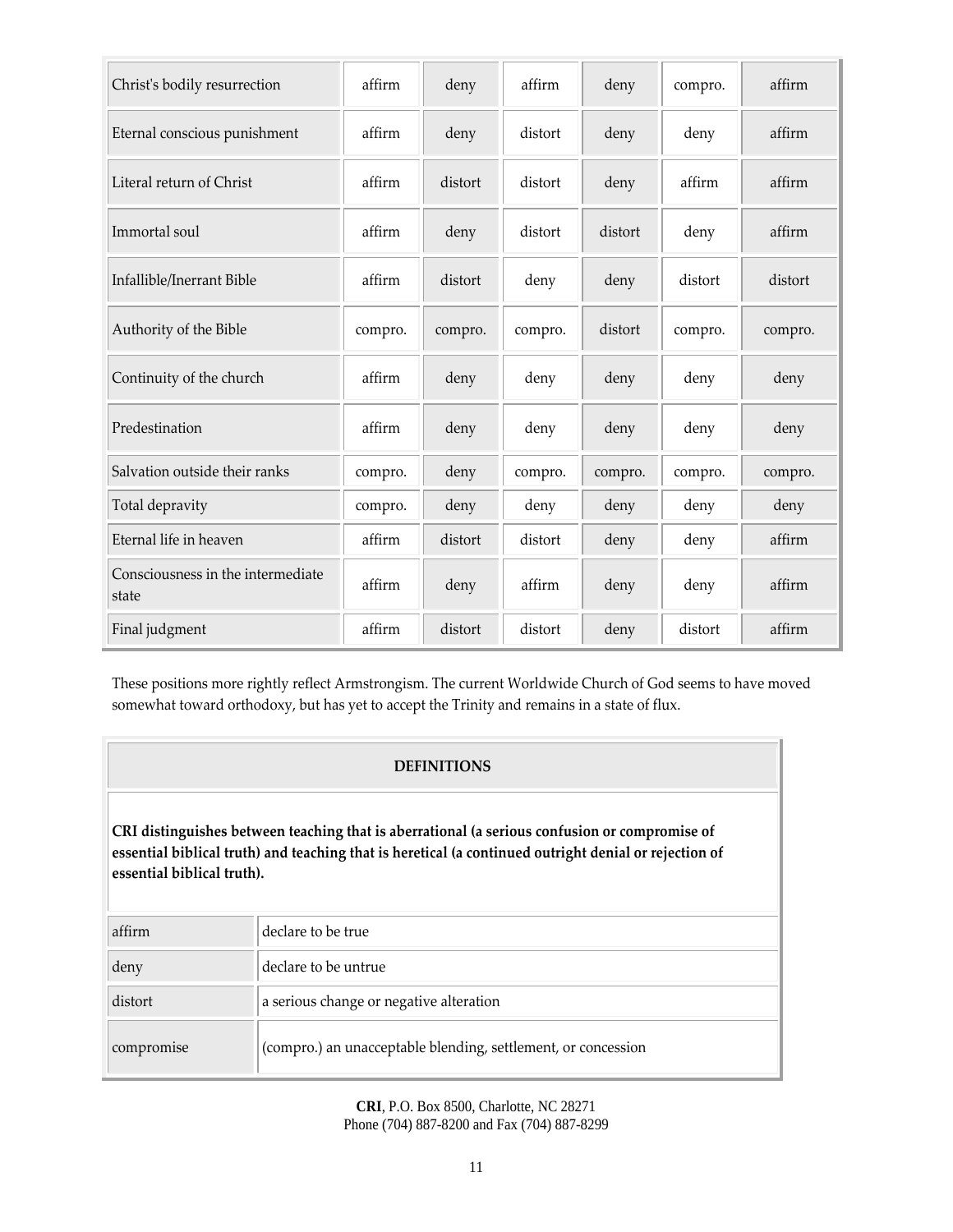| Christ's bodily resurrection | affirm | deny | affirm | deny | compro. | affirm |
| --- | --- | --- | --- | --- | --- | --- |
| Eternal conscious punishment | affirm | deny | distort | deny | deny | affirm |
| Literal return of Christ | affirm | distort | distort | deny | affirm | affirm |
| Immortal soul | affirm | deny | distort | distort | deny | affirm |
| Infallible/Inerrant Bible | affirm | distort | deny | deny | distort | distort |
| Authority of the Bible | compro. | compro. | compro. | distort | compro. | compro. |
| Continuity of the church | affirm | deny | deny | deny | deny | deny |
| Predestination | affirm | deny | deny | deny | deny | deny |
| Salvation outside their ranks | compro. | deny | compro. | compro. | compro. | compro. |
| Total depravity | compro. | deny | deny | deny | deny | deny |
| Eternal life in heaven | affirm | distort | distort | deny | deny | affirm |
| Consciousness in the intermediate state | affirm | deny | affirm | deny | deny | affirm |
| Final judgment | affirm | distort | distort | deny | distort | affirm |

These positions more rightly reflect Armstrongism. The current Worldwide Church of God seems to have moved somewhat toward orthodoxy, but has yet to accept the Trinity and remains in a state of flux.

**DEFINITIONS**

**CRI distinguishes between teaching that is aberrational (a serious confusion or compromise of essential biblical truth) and teaching that is heretical (a continued outright denial or rejection of essential biblical truth).**

| affirm | declare to be true |
| --- | --- |
| deny | declare to be untrue |
| distort | a serious change or negative alteration |
| compromise | (compro.) an unacceptable blending, settlement, or concession |

**CRI**, P.O. Box 8500, Charlotte, NC 28271
Phone (704) 887-8200 and Fax (704) 887-8299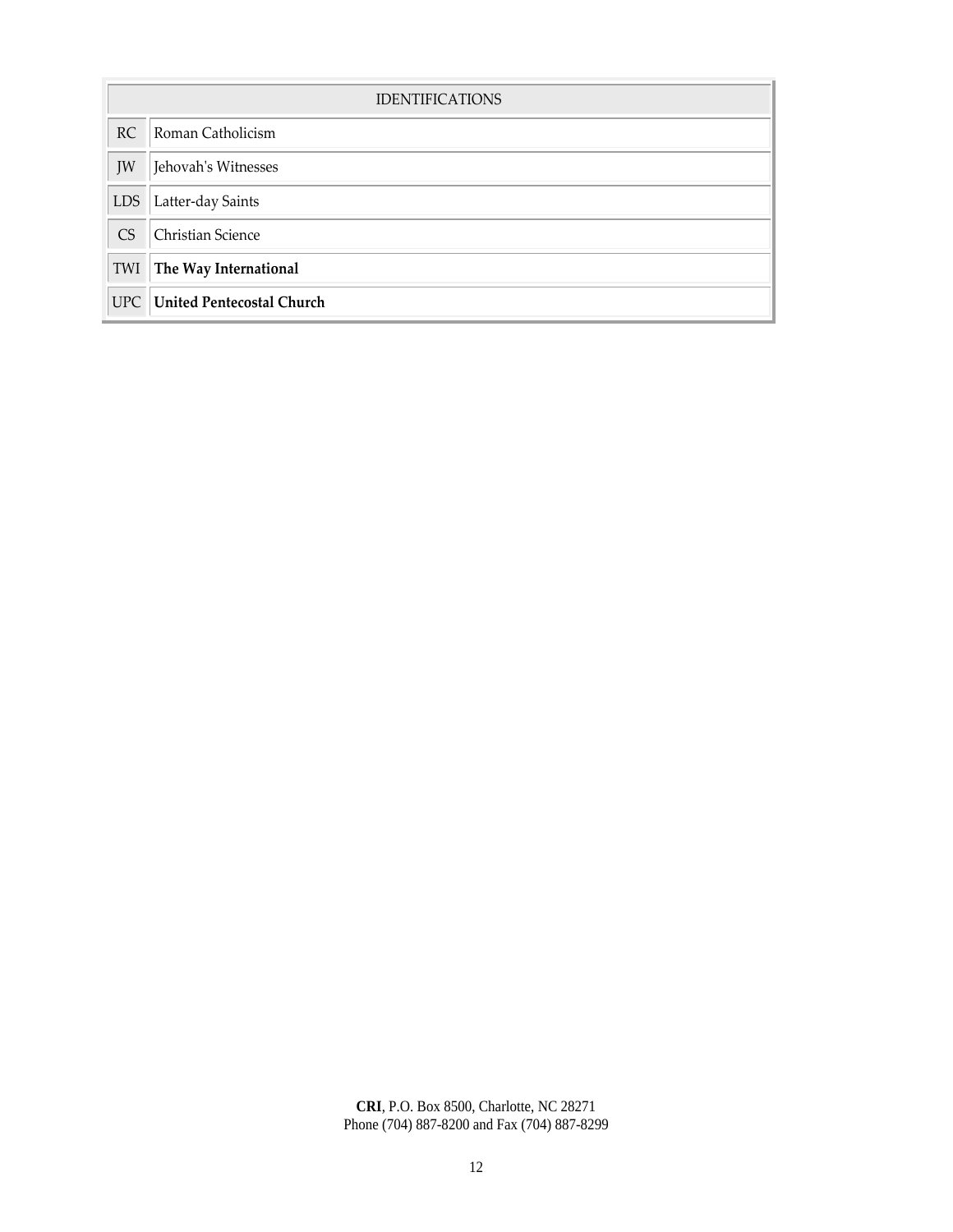| IDENTIFICATIONS | |
|---|---|
| RC | Roman Catholicism |
| JW | Jehovah's Witnesses |
| LDS | Latter-day Saints |
| CS | Christian Science |
| TWI | **The Way International** |
| UPC | **United Pentecostal Church** |

**CRI**, P.O. Box 8500, Charlotte, NC 28271
Phone (704) 887-8200 and Fax (704) 887-8299